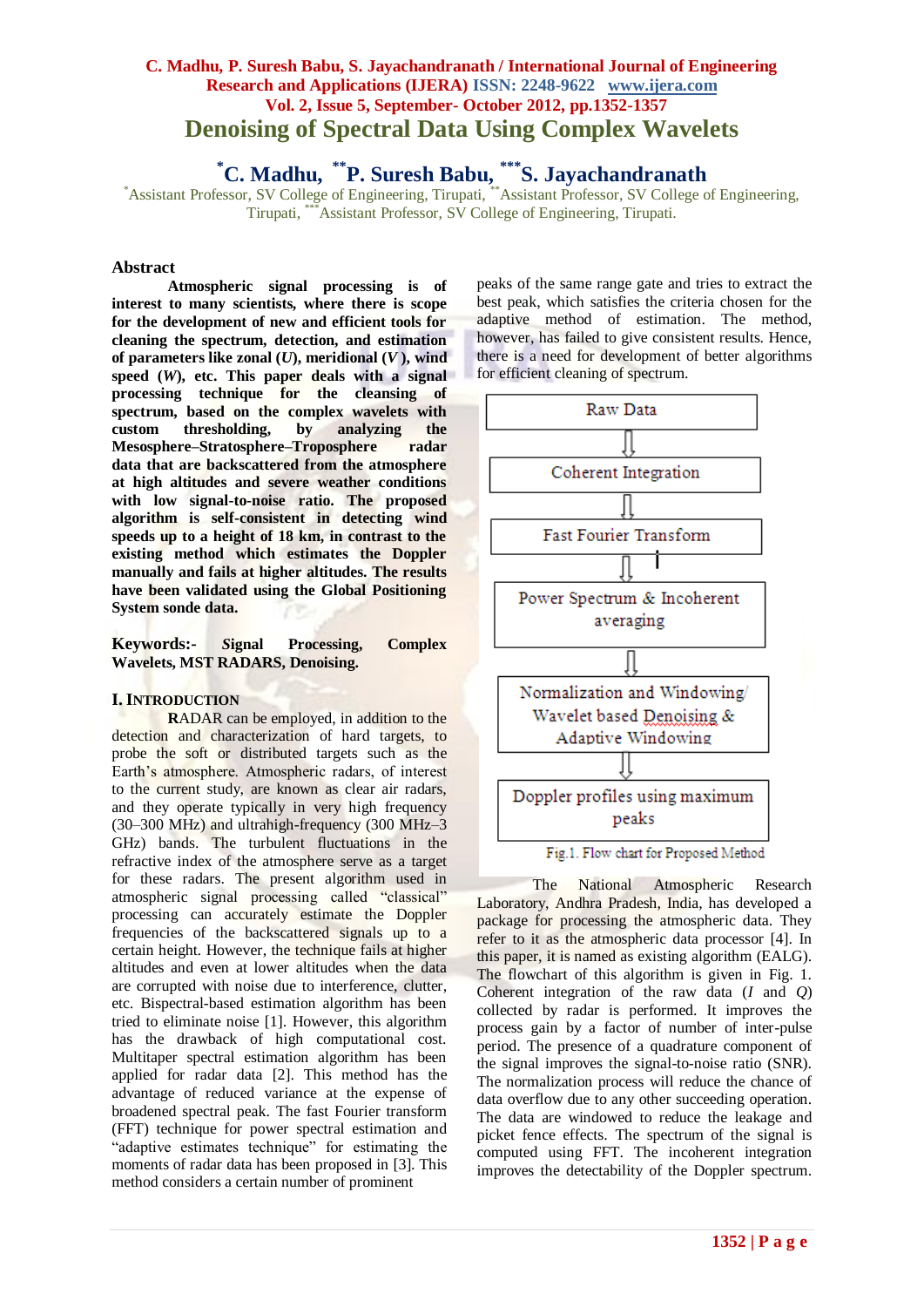# Denoising of Spectral Data Using Complex Wavelets

**[*]C. Madhu, [**]P. Suresh Babu, [***]S. Jayachandranath**

[*]Assistant Professor, SV College of Engineering, Tirupati, [**]Assistant Professor, SV College of Engineering, Tirupati, [***]Assistant Professor, SV College of Engineering, Tirupati.

## Abstract

**Atmospheric signal processing is of interest to many scientists, where there is scope for the development of new and efficient tools for cleaning the spectrum, detection, and estimation of parameters like zonal (*U*), meridional (*V*), wind speed (*W*), etc. This paper deals with a signal processing technique for the cleansing of spectrum, based on the complex wavelets with custom thresholding, by analyzing the Mesosphere–Stratosphere–Troposphere radar data that are backscattered from the atmosphere at high altitudes and severe weather conditions with low signal-to-noise ratio. The proposed algorithm is self-consistent in detecting wind speeds up to a height of 18 km, in contrast to the existing method which estimates the Doppler manually and fails at higher altitudes. The results have been validated using the Global Positioning System sonde data.**

**Keywords:- Signal Processing, Complex Wavelets, MST RADARS, Denoising.**

## I. INTRODUCTION

RADAR can be employed, in addition to the detection and characterization of hard targets, to probe the soft or distributed targets such as the Earth's atmosphere. Atmospheric radars, of interest to the current study, are known as clear air radars, and they operate typically in very high frequency (30–300 MHz) and ultrahigh-frequency (300 MHz–3 GHz) bands. The turbulent fluctuations in the refractive index of the atmosphere serve as a target for these radars. The present algorithm used in atmospheric signal processing called "classical" processing can accurately estimate the Doppler frequencies of the backscattered signals up to a certain height. However, the technique fails at higher altitudes and even at lower altitudes when the data are corrupted with noise due to interference, clutter, etc. Bispectral-based estimation algorithm has been tried to eliminate noise [1]. However, this algorithm has the drawback of high computational cost. Multitaper spectral estimation algorithm has been applied for radar data [2]. This method has the advantage of reduced variance at the expense of broadened spectral peak. The fast Fourier transform (FFT) technique for power spectral estimation and "adaptive estimates technique" for estimating the moments of radar data has been proposed in [3]. This method considers a certain number of prominent peaks of the same range gate and tries to extract the best peak, which satisfies the criteria chosen for the adaptive method of estimation. The method, however, has failed to give consistent results. Hence, there is a need for development of better algorithms for efficient cleaning of spectrum.

Raw Data
⇩
Coherent Integration
⇩
Fast Fourier Transform
⇩
Power Spectrum & Incoherent averaging
⇩
Normalization and Windowing/ Wavelet based Denoising & Adaptive Windowing
⇩
Doppler profiles using maximum peaks

Fig.1. Flow chart for Proposed Method

The National Atmospheric Research Laboratory, Andhra Pradesh, India, has developed a package for processing the atmospheric data. They refer to it as the atmospheric data processor [4]. In this paper, it is named as existing algorithm (EALG). The flowchart of this algorithm is given in Fig. 1. Coherent integration of the raw data (*I* and *Q*) collected by radar is performed. It improves the process gain by a factor of number of inter-pulse period. The presence of a quadrature component of the signal improves the signal-to-noise ratio (SNR). The normalization process will reduce the chance of data overflow due to any other succeeding operation. The data are windowed to reduce the leakage and picket fence effects. The spectrum of the signal is computed using FFT. The incoherent integration improves the detectability of the Doppler spectrum.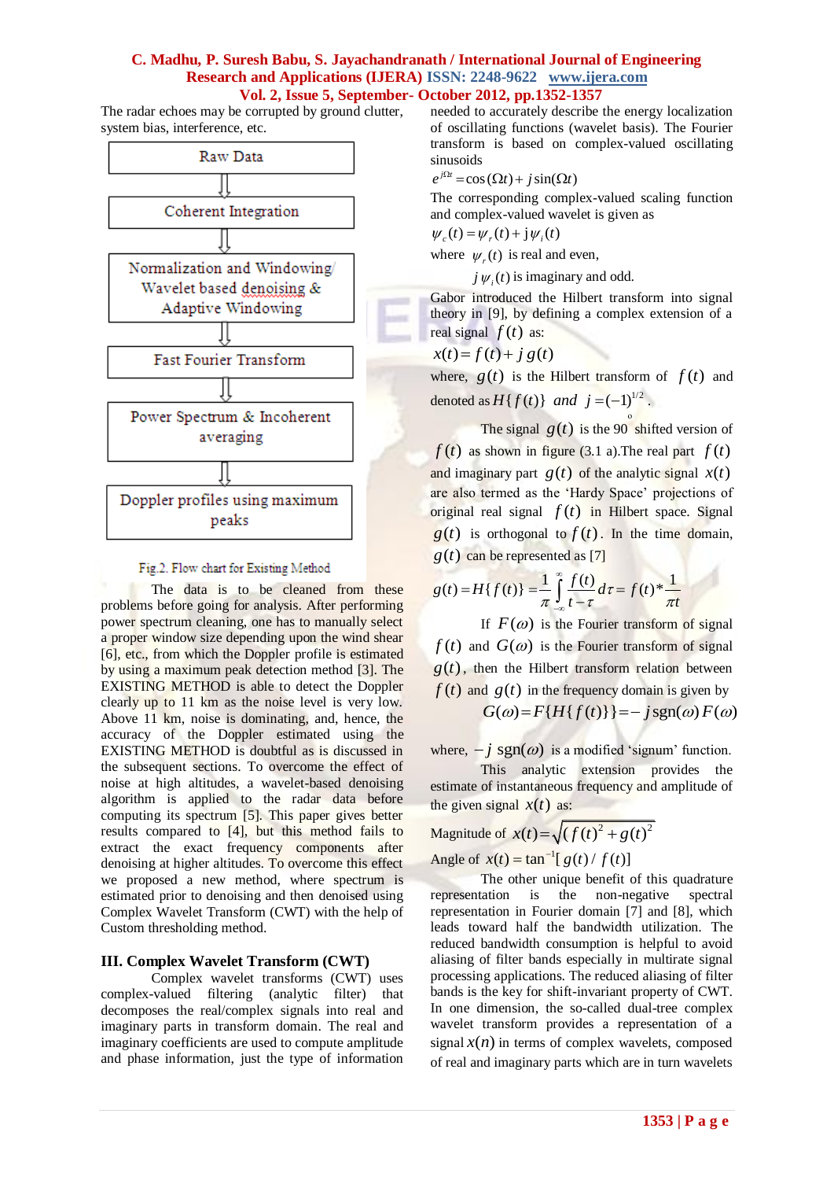The radar echoes may be corrupted by ground clutter, system bias, interference, etc.

Raw Data

Coherent Integration

Normalization and Windowing/ Wavelet based denoising & Adaptive Windowing

Fast Fourier Transform

Power Spectrum & Incoherent averaging

Doppler profiles using maximum peaks

Fig.2. Flow chart for Existing Method

The data is to be cleaned from these problems before going for analysis. After performing power spectrum cleaning, one has to manually select a proper window size depending upon the wind shear [6], etc., from which the Doppler profile is estimated by using a maximum peak detection method [3]. The EXISTING METHOD is able to detect the Doppler clearly up to 11 km as the noise level is very low. Above 11 km, noise is dominating, and, hence, the accuracy of the Doppler estimated using the EXISTING METHOD is doubtful as is discussed in the subsequent sections. To overcome the effect of noise at high altitudes, a wavelet-based denoising algorithm is applied to the radar data before computing its spectrum [5]. This paper gives better results compared to [4], but this method fails to extract the exact frequency components after denoising at higher altitudes. To overcome this effect we proposed a new method, where spectrum is estimated prior to denoising and then denoised using Complex Wavelet Transform (CWT) with the help of Custom thresholding method.

## III. Complex Wavelet Transform (CWT)

Complex wavelet transforms (CWT) uses complex-valued filtering (analytic filter) that decomposes the real/complex signals into real and imaginary parts in transform domain. The real and imaginary coefficients are used to compute amplitude and phase information, just the type of information needed to accurately describe the energy localization of oscillating functions (wavelet basis). The Fourier transform is based on complex-valued oscillating sinusoids

$$e^{j\Omega t} = \cos(\Omega t) + j\sin(\Omega t)$$

The corresponding complex-valued scaling function and complex-valued wavelet is given as

$$\psi_c(t) = \psi_r(t) + \mathrm{j}\psi_i(t)$$

where $\psi_r(t)$ is real and even,

$j\psi_i(t)$ is imaginary and odd.

Gabor introduced the Hilbert transform into signal theory in [9], by defining a complex extension of a real signal $f(t)$ as:

$$x(t) = f(t) + j\,g(t)$$

where, $g(t)$ is the Hilbert transform of $f(t)$ and denoted as $H\{f(t)\}$ *and* $j = (-1)^{1/2}$.

The signal $g(t)$ is the $90^{o}$ shifted version of $f(t)$ as shown in figure (3.1 a).The real part $f(t)$ and imaginary part $g(t)$ of the analytic signal $x(t)$ are also termed as the 'Hardy Space' projections of original real signal $f(t)$ in Hilbert space. Signal $g(t)$ is orthogonal to $f(t)$. In the time domain, $g(t)$ can be represented as [7]

$$g(t) = H\{f(t)\} = \frac{1}{\pi}\int_{-\infty}^{\infty}\frac{f(t)}{t-\tau}d\tau = f(t) * \frac{1}{\pi t}$$

If $F(\omega)$ is the Fourier transform of signal $f(t)$ and $G(\omega)$ is the Fourier transform of signal $g(t)$, then the Hilbert transform relation between $f(t)$ and $g(t)$ in the frequency domain is given by

$$G(\omega) = F\{H\{f(t)\}\} = -j\,\mathrm{sgn}(\omega)\,F(\omega)$$

where, $-j\ \mathrm{sgn}(\omega)$ is a modified 'signum' function.

This analytic extension provides the estimate of instantaneous frequency and amplitude of the given signal $x(t)$ as:

Magnitude of $x(t) = \sqrt{(f(t)^2 + g(t)^2}$

Angle of $x(t) = \tan^{-1}[g(t)/f(t)]$

The other unique benefit of this quadrature representation is the non-negative spectral representation in Fourier domain [7] and [8], which leads toward half the bandwidth utilization. The reduced bandwidth consumption is helpful to avoid aliasing of filter bands especially in multirate signal processing applications. The reduced aliasing of filter bands is the key for shift-invariant property of CWT. In one dimension, the so-called dual-tree complex wavelet transform provides a representation of a signal $x(n)$ in terms of complex wavelets, composed of real and imaginary parts which are in turn wavelets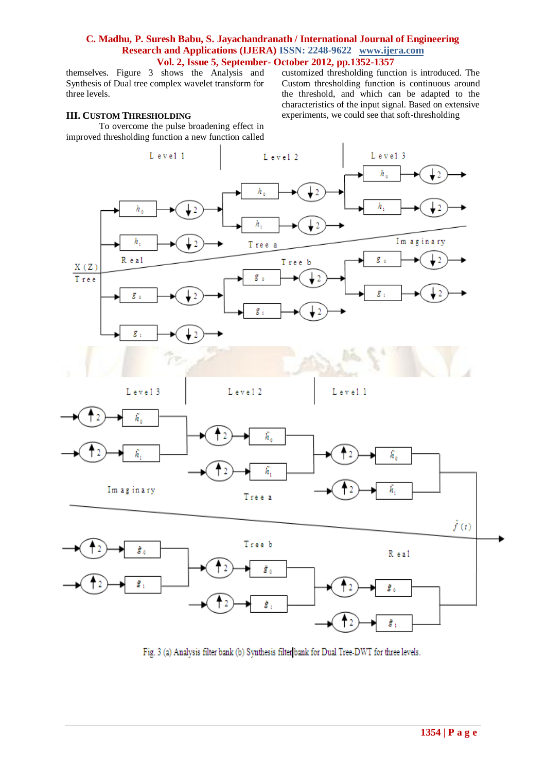themselves. Figure 3 shows the Analysis and Synthesis of Dual tree complex wavelet transform for three levels.

## III. CUSTOM THRESHOLDING

To overcome the pulse broadening effect in improved thresholding function a new function called customized thresholding function is introduced. The Custom thresholding function is continuous around the threshold, and which can be adapted to the characteristics of the input signal. Based on extensive experiments, we could see that soft-thresholding

Fig. 3 (a) Analysis filter bank (b) Synthesis filter bank for Dual Tree-DWT for three levels.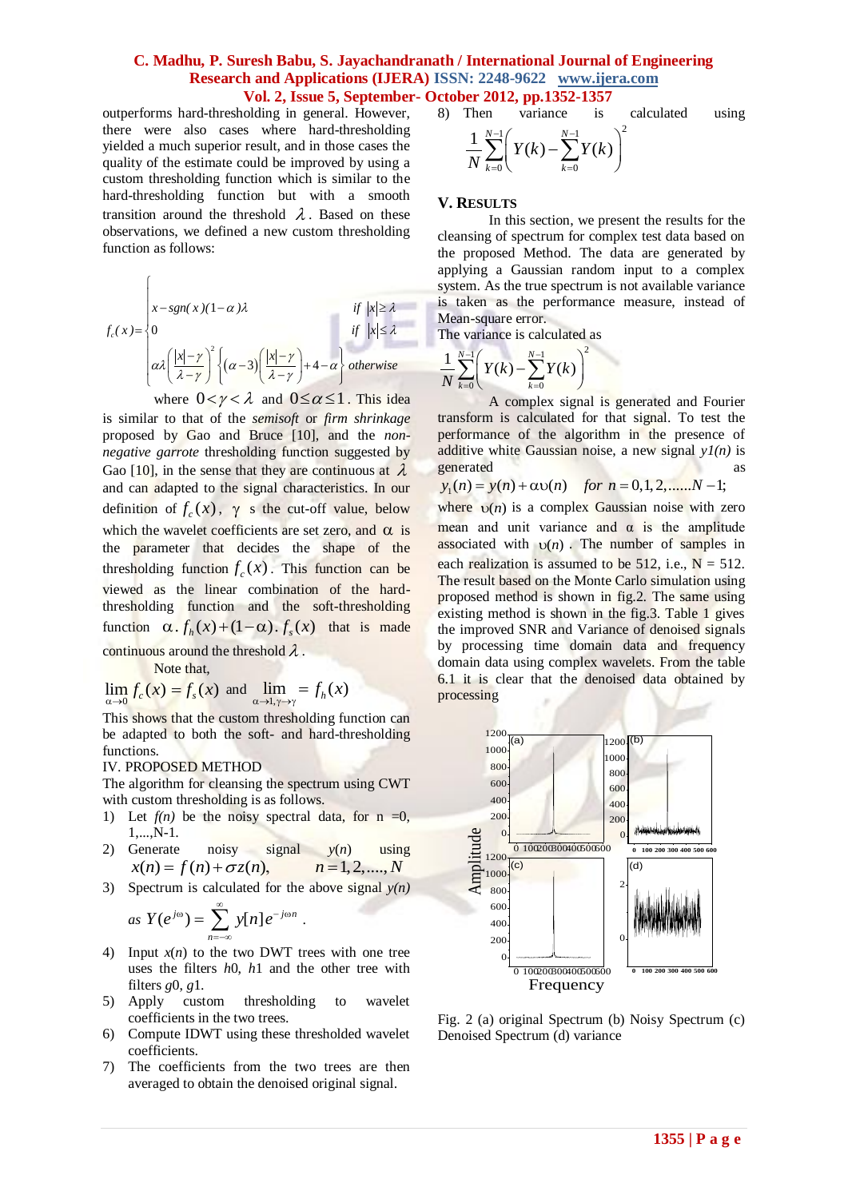outperforms hard-thresholding in general. However, there were also cases where hard-thresholding yielded a much superior result, and in those cases the quality of the estimate could be improved by using a custom thresholding function which is similar to the hard-thresholding function but with a smooth transition around the threshold $\lambda$. Based on these observations, we defined a new custom thresholding function as follows:

$$f_c(x)=\begin{cases} x-sgn(x)(1-\alpha)\lambda & if\ |x|\geq\lambda \\ 0 & if\ |x|\leq\lambda \\ \alpha\lambda\left(\frac{|x|-\gamma}{\lambda-\gamma}\right)^2\left\{(\alpha-3)\left(\frac{|x|-\gamma}{\lambda-\gamma}\right)+4-\alpha\right\} & otherwise \end{cases}$$

where $0<\gamma<\lambda$ and $0\leq\alpha\leq1$. This idea is similar to that of the *semisoft* or *firm shrinkage* proposed by Gao and Bruce [10], and the *non-negative garrote* thresholding function suggested by Gao [10], in the sense that they are continuous at $\lambda$ and can adapted to the signal characteristics. In our definition of $f_c(x)$, $\gamma$ s the cut-off value, below which the wavelet coefficients are set zero, and $\alpha$ is the parameter that decides the shape of the thresholding function $f_c(x)$. This function can be viewed as the linear combination of the hard-thresholding function and the soft-thresholding function $\alpha.f_h(x)+(1-\alpha).f_s(x)$ that is made continuous around the threshold $\lambda$.

Note that,

$$\lim_{\alpha\to0} f_c(x)=f_s(x) \text{ and } \lim_{\alpha\to1,\gamma\to\gamma}=f_h(x)$$

This shows that the custom thresholding function can be adapted to both the soft- and hard-thresholding functions.

## IV. PROPOSED METHOD

The algorithm for cleansing the spectrum using CWT with custom thresholding is as follows.

1) Let *f(n)* be the noisy spectral data, for n =0, 1,...,N-1.
2) Generate noisy signal *y(n)* using $x(n)=f(n)+\sigma z(n), \quad n=1,2,....,N$
3) Spectrum is calculated for the above signal *y(n)* as $Y(e^{j\omega})=\sum_{n=-\infty}^{\infty} y[n]e^{-j\omega n}$.
4) Input *x*(*n*) to the two DWT trees with one tree uses the filters *h*0, *h*1 and the other tree with filters *g*0, *g*1.
5) Apply custom thresholding to wavelet coefficients in the two trees.
6) Compute IDWT using these thresholded wavelet coefficients.
7) The coefficients from the two trees are then averaged to obtain the denoised original signal.
8) Then variance is calculated using $\frac{1}{N}\sum_{k=0}^{N-1}\left(Y(k)-\sum_{k=0}^{N-1}Y(k)\right)^2$

## V. RESULTS

In this section, we present the results for the cleansing of spectrum for complex test data based on the proposed Method. The data are generated by applying a Gaussian random input to a complex system. As the true spectrum is not available variance is taken as the performance measure, instead of Mean-square error.

The variance is calculated as

$$\frac{1}{N}\sum_{k=0}^{N-1}\left(Y(k)-\sum_{k=0}^{N-1}Y(k)\right)^2$$

A complex signal is generated and Fourier transform is calculated for that signal. To test the performance of the algorithm in the presence of additive white Gaussian noise, a new signal *y1(n)* is generated as

$$y_1(n)=y(n)+\alpha\upsilon(n) \quad for\ n=0,1,2,......N-1;$$

where $\upsilon(n)$ is a complex Gaussian noise with zero mean and unit variance and $\alpha$ is the amplitude associated with $\upsilon(n)$. The number of samples in each realization is assumed to be 512, i.e., N = 512. The result based on the Monte Carlo simulation using proposed method is shown in fig.2. The same using existing method is shown in the fig.3. Table 1 gives the improved SNR and Variance of denoised signals by processing time domain data and frequency domain data using complex wavelets. From the table 6.1 it is clear that the denoised data obtained by processing

Fig. 2 (a) original Spectrum (b) Noisy Spectrum (c) Denoised Spectrum (d) variance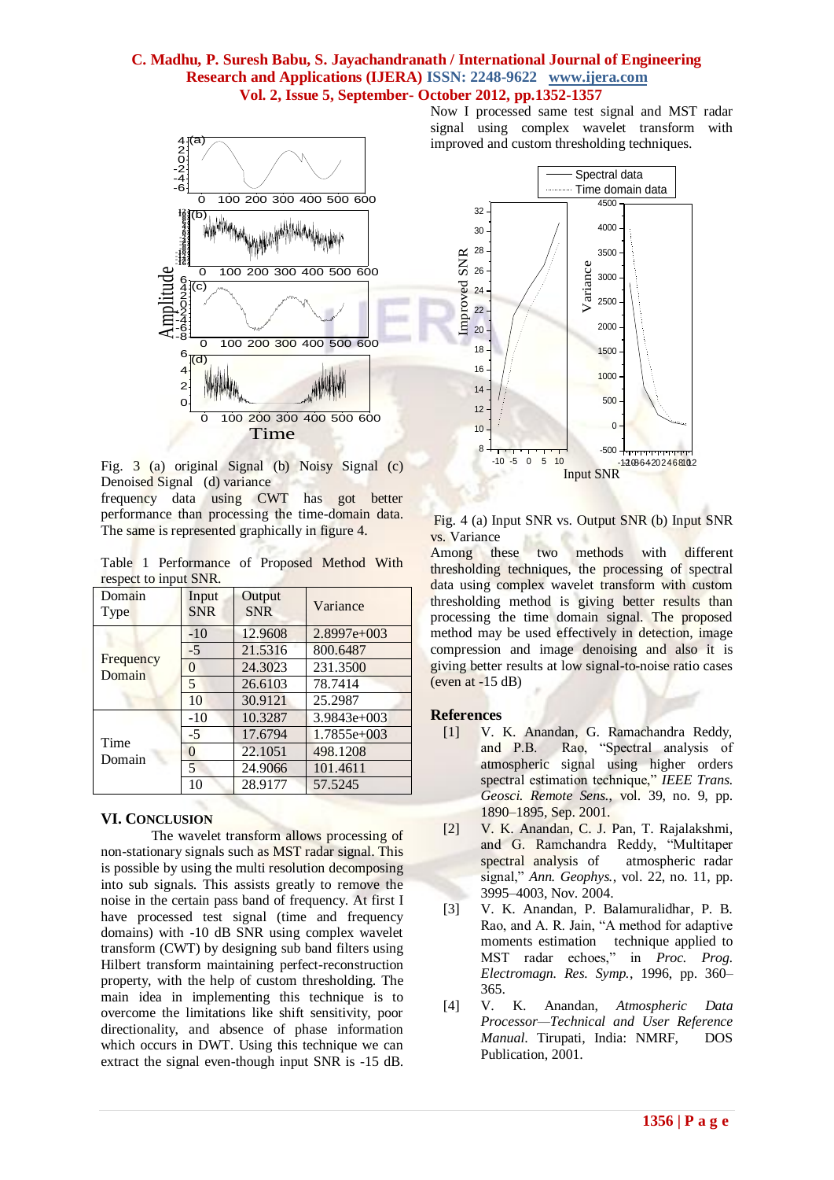Fig. 3 (a) original Signal (b) Noisy Signal (c) Denoised Signal (d) variance

frequency data using CWT has got better performance than processing the time-domain data. The same is represented graphically in figure 4.

Table 1 Performance of Proposed Method With respect to input SNR.

| Domain Type | Input SNR | Output SNR | Variance |
|---|---|---|---|
| Frequency Domain | -10 | 12.9608 | 2.8997e+003 |
| | -5 | 21.5316 | 800.6487 |
| | 0 | 24.3023 | 231.3500 |
| | 5 | 26.6103 | 78.7414 |
| | 10 | 30.9121 | 25.2987 |
| Time Domain | -10 | 10.3287 | 3.9843e+003 |
| | -5 | 17.6794 | 1.7855e+003 |
| | 0 | 22.1051 | 498.1208 |
| | 5 | 24.9066 | 101.4611 |
| | 10 | 28.9177 | 57.5245 |

## VI. Conclusion

The wavelet transform allows processing of non-stationary signals such as MST radar signal. This is possible by using the multi resolution decomposing into sub signals. This assists greatly to remove the noise in the certain pass band of frequency. At first I have processed test signal (time and frequency domains) with -10 dB SNR using complex wavelet transform (CWT) by designing sub band filters using Hilbert transform maintaining perfect-reconstruction property, with the help of custom thresholding. The main idea in implementing this technique is to overcome the limitations like shift sensitivity, poor directionality, and absence of phase information which occurs in DWT. Using this technique we can extract the signal even-though input SNR is -15 dB.

Now I processed same test signal and MST radar signal using complex wavelet transform with improved and custom thresholding techniques.

Fig. 4 (a) Input SNR vs. Output SNR (b) Input SNR vs. Variance

Among these two methods with different thresholding techniques, the processing of spectral data using complex wavelet transform with custom thresholding better thresholding is giving better results than processing the time domain signal. The proposed method may be used effectively in detection, image compression and image denoising and also it is giving better results at low signal-to-noise ratio cases (even at -15 dB)

## References

[1] V. K. Anandan, G. Ramachandra Reddy, and P.B. Rao, "Spectral analysis of atmospheric signal using higher orders spectral estimation technique," *IEEE Trans. Geosci. Remote Sens.*, vol. 39, no. 9, pp. 1890–1895, Sep. 2001.

[2] V. K. Anandan, C. J. Pan, T. Rajalakshmi, and G. Ramchandra Reddy, "Multitaper spectral analysis of atmospheric radar signal," *Ann. Geophys.*, vol. 22, no. 11, pp. 3995–4003, Nov. 2004.

[3] V. K. Anandan, P. Balamuralidhar, P. B. Rao, and A. R. Jain, "A method for adaptive moments estimation technique applied to MST radar echoes," in *Proc. Prog. Electromagn. Res. Symp.*, 1996, pp. 360–365.

[4] V. K. Anandan, *Atmospheric Data Processor—Technical and User Reference Manual*. Tirupati, India: NMRF, DOS Publication, 2001.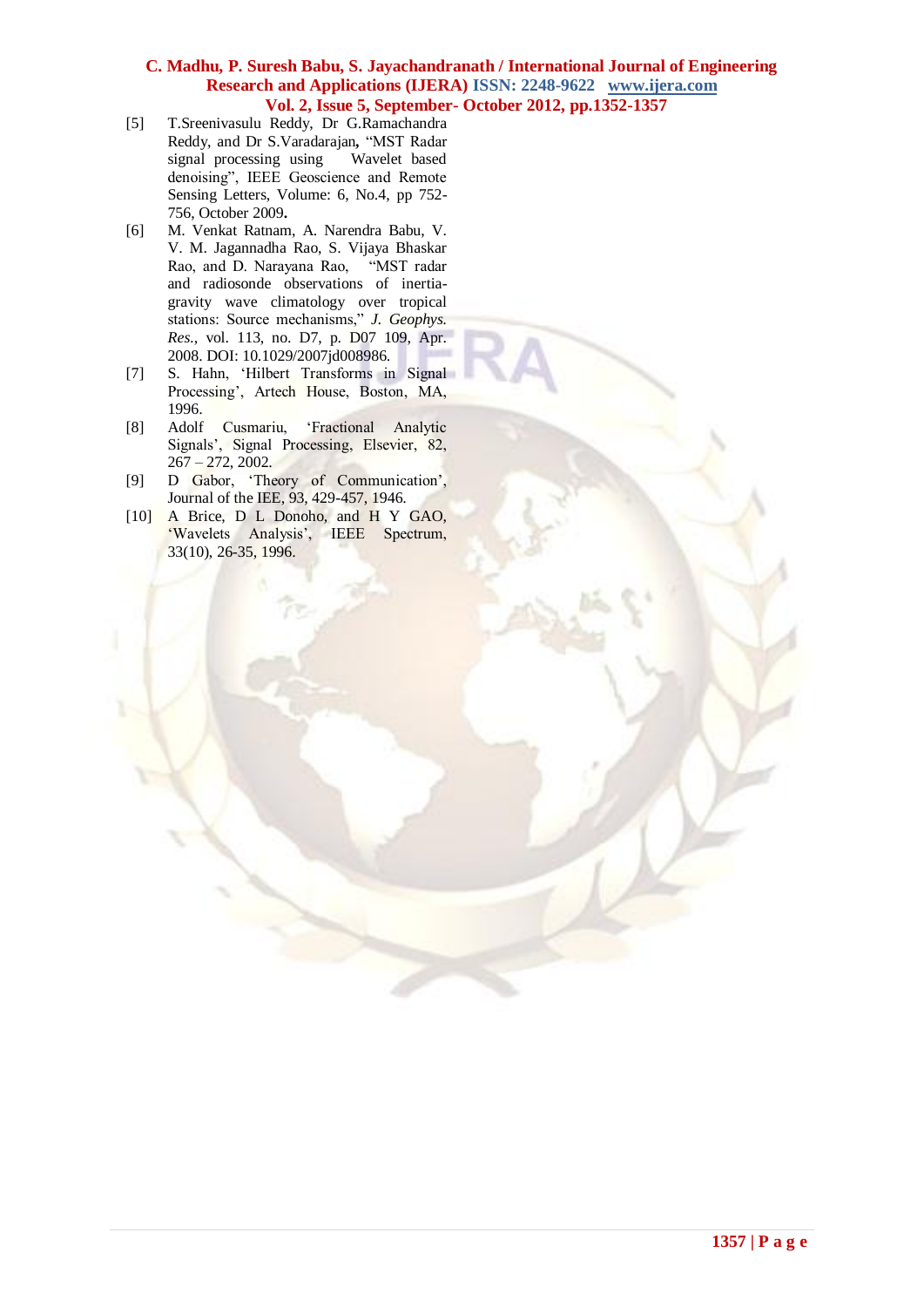[5] T.Sreenivasulu Reddy, Dr G.Ramachandra Reddy, and Dr S.Varadarajan**,** "MST Radar signal processing using Wavelet based denoising", IEEE Geoscience and Remote Sensing Letters, Volume: 6, No.4, pp 752-756, October 2009**.**

[6] M. Venkat Ratnam, A. Narendra Babu, V. V. M. Jagannadha Rao, S. Vijaya Bhaskar Rao, and D. Narayana Rao, "MST radar and radiosonde observations of inertia-gravity wave climatology over tropical stations: Source mechanisms," *J. Geophys. Res.*, vol. 113, no. D7, p. D07 109, Apr. 2008. DOI: 10.1029/2007jd008986.

[7] S. Hahn, 'Hilbert Transforms in Signal Processing', Artech House, Boston, MA, 1996.

[8] Adolf Cusmariu, 'Fractional Analytic Signals', Signal Processing, Elsevier, 82, 267 – 272, 2002.

[9] D Gabor, 'Theory of Communication', Journal of the IEE, 93, 429-457, 1946.

[10] A Brice, D L Donoho, and H Y GAO, 'Wavelets Analysis', IEEE Spectrum, 33(10), 26-35, 1996.